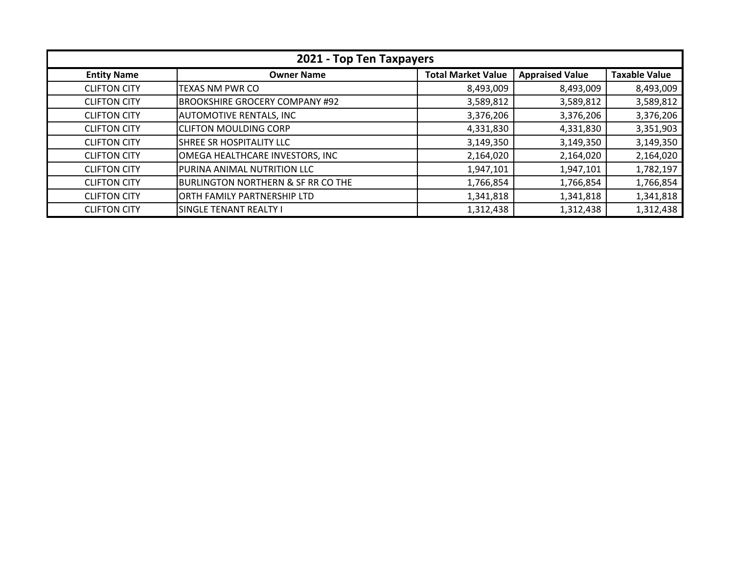| 2021 - Top Ten Taxpayers | | | | |
|---|---|---|---|---|
| **Entity Name** | **Owner Name** | **Total Market Value** | **Appraised Value** | **Taxable Value** |
| CLIFTON CITY | TEXAS NM PWR CO | 8,493,009 | 8,493,009 | 8,493,009 |
| CLIFTON CITY | BROOKSHIRE GROCERY COMPANY #92 | 3,589,812 | 3,589,812 | 3,589,812 |
| CLIFTON CITY | AUTOMOTIVE RENTALS, INC | 3,376,206 | 3,376,206 | 3,376,206 |
| CLIFTON CITY | CLIFTON MOULDING CORP | 4,331,830 | 4,331,830 | 3,351,903 |
| CLIFTON CITY | SHREE SR HOSPITALITY LLC | 3,149,350 | 3,149,350 | 3,149,350 |
| CLIFTON CITY | OMEGA HEALTHCARE INVESTORS, INC | 2,164,020 | 2,164,020 | 2,164,020 |
| CLIFTON CITY | PURINA ANIMAL NUTRITION LLC | 1,947,101 | 1,947,101 | 1,782,197 |
| CLIFTON CITY | BURLINGTON NORTHERN & SF RR CO THE | 1,766,854 | 1,766,854 | 1,766,854 |
| CLIFTON CITY | ORTH FAMILY PARTNERSHIP LTD | 1,341,818 | 1,341,818 | 1,341,818 |
| CLIFTON CITY | SINGLE TENANT REALTY I | 1,312,438 | 1,312,438 | 1,312,438 |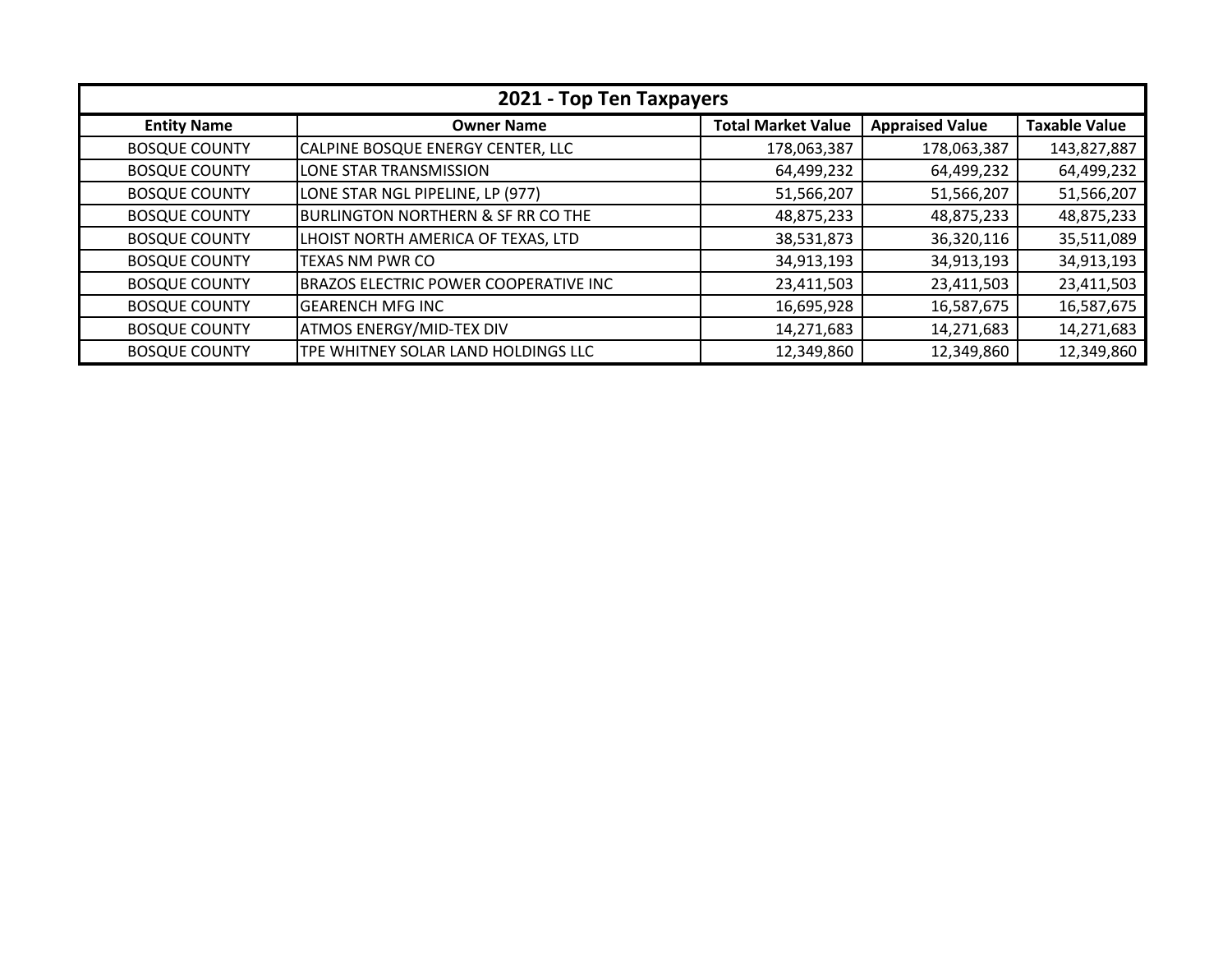## 2021 - Top Ten Taxpayers

| Entity Name | Owner Name | Total Market Value | Appraised Value | Taxable Value |
|---|---|---|---|---|
| BOSQUE COUNTY | CALPINE BOSQUE ENERGY CENTER, LLC | 178,063,387 | 178,063,387 | 143,827,887 |
| BOSQUE COUNTY | LONE STAR TRANSMISSION | 64,499,232 | 64,499,232 | 64,499,232 |
| BOSQUE COUNTY | LONE STAR NGL PIPELINE, LP (977) | 51,566,207 | 51,566,207 | 51,566,207 |
| BOSQUE COUNTY | BURLINGTON NORTHERN & SF RR CO THE | 48,875,233 | 48,875,233 | 48,875,233 |
| BOSQUE COUNTY | LHOIST NORTH AMERICA OF TEXAS, LTD | 38,531,873 | 36,320,116 | 35,511,089 |
| BOSQUE COUNTY | TEXAS NM PWR CO | 34,913,193 | 34,913,193 | 34,913,193 |
| BOSQUE COUNTY | BRAZOS ELECTRIC POWER COOPERATIVE INC | 23,411,503 | 23,411,503 | 23,411,503 |
| BOSQUE COUNTY | GEARENCH MFG INC | 16,695,928 | 16,587,675 | 16,587,675 |
| BOSQUE COUNTY | ATMOS ENERGY/MID-TEX DIV | 14,271,683 | 14,271,683 | 14,271,683 |
| BOSQUE COUNTY | TPE WHITNEY SOLAR LAND HOLDINGS LLC | 12,349,860 | 12,349,860 | 12,349,860 |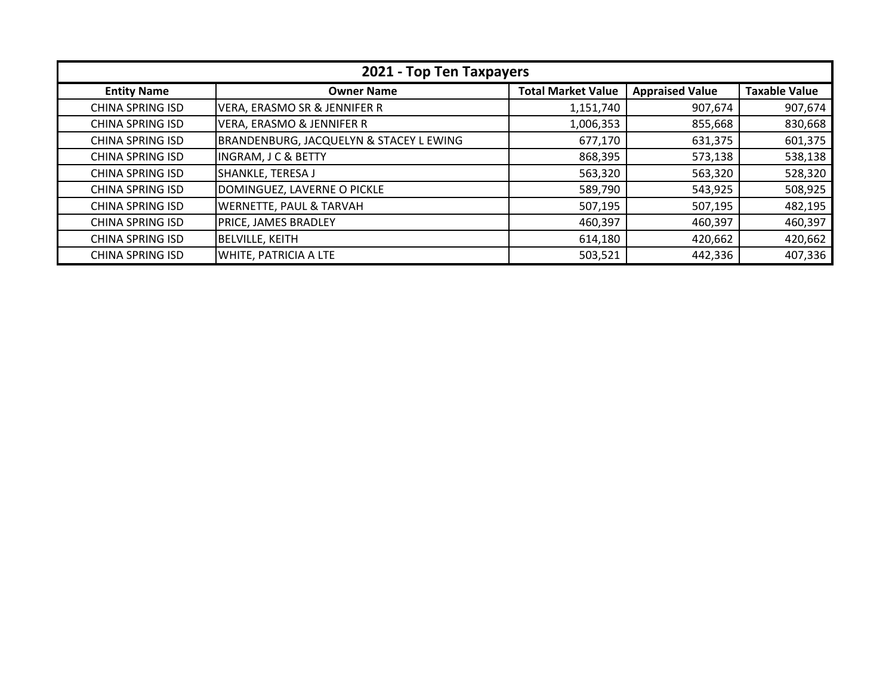| 2021 - Top Ten Taxpayers | | | | |
|---|---|---|---|---|
| **Entity Name** | **Owner Name** | **Total Market Value** | **Appraised Value** | **Taxable Value** |
| CHINA SPRING ISD | VERA, ERASMO SR & JENNIFER R | 1,151,740 | 907,674 | 907,674 |
| CHINA SPRING ISD | VERA, ERASMO & JENNIFER R | 1,006,353 | 855,668 | 830,668 |
| CHINA SPRING ISD | BRANDENBURG, JACQUELYN & STACEY L EWING | 677,170 | 631,375 | 601,375 |
| CHINA SPRING ISD | INGRAM, J C & BETTY | 868,395 | 573,138 | 538,138 |
| CHINA SPRING ISD | SHANKLE, TERESA J | 563,320 | 563,320 | 528,320 |
| CHINA SPRING ISD | DOMINGUEZ, LAVERNE O PICKLE | 589,790 | 543,925 | 508,925 |
| CHINA SPRING ISD | WERNETTE, PAUL & TARVAH | 507,195 | 507,195 | 482,195 |
| CHINA SPRING ISD | PRICE, JAMES BRADLEY | 460,397 | 460,397 | 460,397 |
| CHINA SPRING ISD | BELVILLE, KEITH | 614,180 | 420,662 | 420,662 |
| CHINA SPRING ISD | WHITE, PATRICIA A LTE | 503,521 | 442,336 | 407,336 |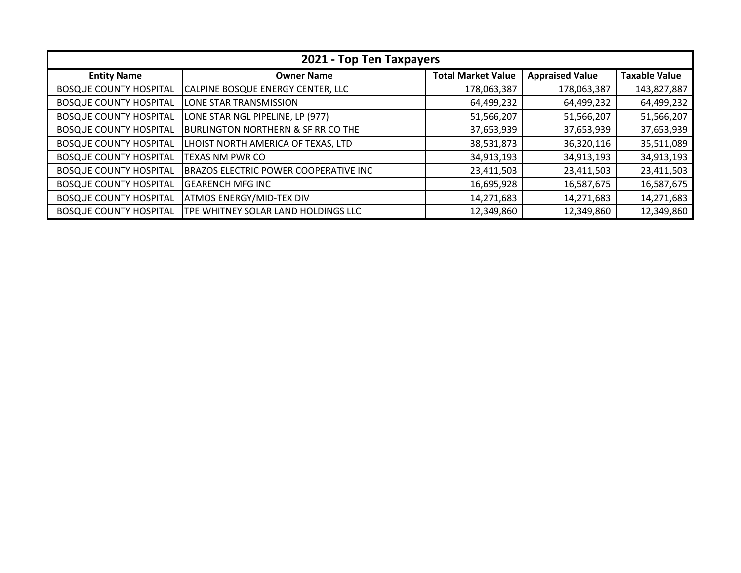| 2021 - Top Ten Taxpayers | | | | |
|---|---|---|---|---|
| **Entity Name** | **Owner Name** | **Total Market Value** | **Appraised Value** | **Taxable Value** |
| BOSQUE COUNTY HOSPITAL | CALPINE BOSQUE ENERGY CENTER, LLC | 178,063,387 | 178,063,387 | 143,827,887 |
| BOSQUE COUNTY HOSPITAL | LONE STAR TRANSMISSION | 64,499,232 | 64,499,232 | 64,499,232 |
| BOSQUE COUNTY HOSPITAL | LONE STAR NGL PIPELINE, LP (977) | 51,566,207 | 51,566,207 | 51,566,207 |
| BOSQUE COUNTY HOSPITAL | BURLINGTON NORTHERN & SF RR CO THE | 37,653,939 | 37,653,939 | 37,653,939 |
| BOSQUE COUNTY HOSPITAL | LHOIST NORTH AMERICA OF TEXAS, LTD | 38,531,873 | 36,320,116 | 35,511,089 |
| BOSQUE COUNTY HOSPITAL | TEXAS NM PWR CO | 34,913,193 | 34,913,193 | 34,913,193 |
| BOSQUE COUNTY HOSPITAL | BRAZOS ELECTRIC POWER COOPERATIVE INC | 23,411,503 | 23,411,503 | 23,411,503 |
| BOSQUE COUNTY HOSPITAL | GEARENCH MFG INC | 16,695,928 | 16,587,675 | 16,587,675 |
| BOSQUE COUNTY HOSPITAL | ATMOS ENERGY/MID-TEX DIV | 14,271,683 | 14,271,683 | 14,271,683 |
| BOSQUE COUNTY HOSPITAL | TPE WHITNEY SOLAR LAND HOLDINGS LLC | 12,349,860 | 12,349,860 | 12,349,860 |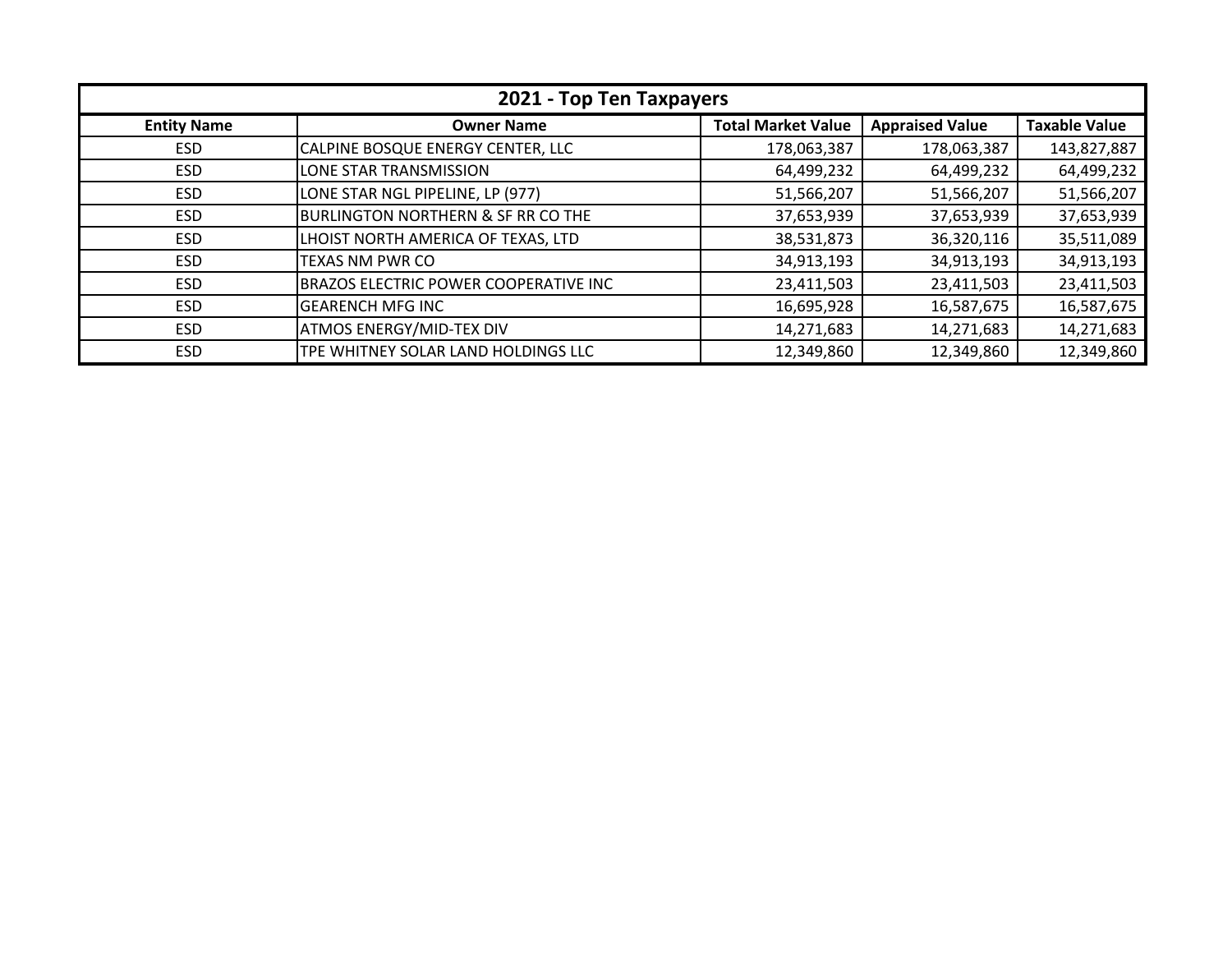| 2021 - Top Ten Taxpayers | | | | |
|---|---|---|---|---|
| **Entity Name** | **Owner Name** | **Total Market Value** | **Appraised Value** | **Taxable Value** |
| ESD | CALPINE BOSQUE ENERGY CENTER, LLC | 178,063,387 | 178,063,387 | 143,827,887 |
| ESD | LONE STAR TRANSMISSION | 64,499,232 | 64,499,232 | 64,499,232 |
| ESD | LONE STAR NGL PIPELINE, LP (977) | 51,566,207 | 51,566,207 | 51,566,207 |
| ESD | BURLINGTON NORTHERN & SF RR CO THE | 37,653,939 | 37,653,939 | 37,653,939 |
| ESD | LHOIST NORTH AMERICA OF TEXAS, LTD | 38,531,873 | 36,320,116 | 35,511,089 |
| ESD | TEXAS NM PWR CO | 34,913,193 | 34,913,193 | 34,913,193 |
| ESD | BRAZOS ELECTRIC POWER COOPERATIVE INC | 23,411,503 | 23,411,503 | 23,411,503 |
| ESD | GEARENCH MFG INC | 16,695,928 | 16,587,675 | 16,587,675 |
| ESD | ATMOS ENERGY/MID-TEX DIV | 14,271,683 | 14,271,683 | 14,271,683 |
| ESD | TPE WHITNEY SOLAR LAND HOLDINGS LLC | 12,349,860 | 12,349,860 | 12,349,860 |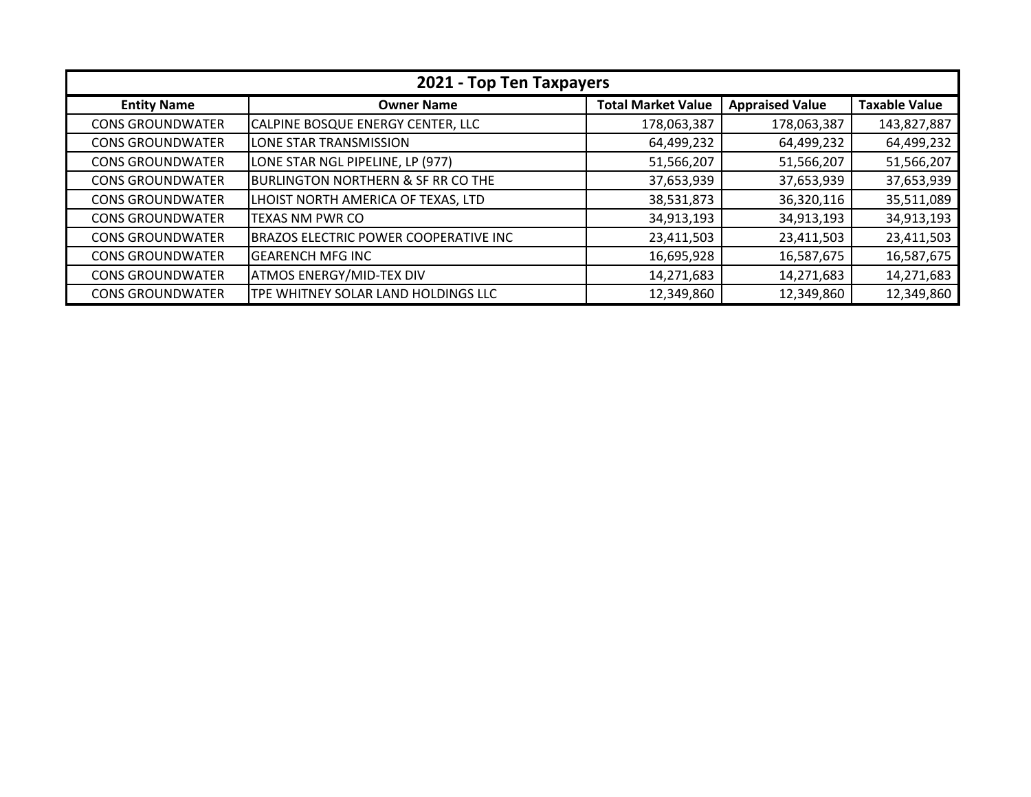| 2021 - Top Ten Taxpayers | | | | |
|---|---|---|---|---|
| **Entity Name** | **Owner Name** | **Total Market Value** | **Appraised Value** | **Taxable Value** |
| CONS GROUNDWATER | CALPINE BOSQUE ENERGY CENTER, LLC | 178,063,387 | 178,063,387 | 143,827,887 |
| CONS GROUNDWATER | LONE STAR TRANSMISSION | 64,499,232 | 64,499,232 | 64,499,232 |
| CONS GROUNDWATER | LONE STAR NGL PIPELINE, LP (977) | 51,566,207 | 51,566,207 | 51,566,207 |
| CONS GROUNDWATER | BURLINGTON NORTHERN & SF RR CO THE | 37,653,939 | 37,653,939 | 37,653,939 |
| CONS GROUNDWATER | LHOIST NORTH AMERICA OF TEXAS, LTD | 38,531,873 | 36,320,116 | 35,511,089 |
| CONS GROUNDWATER | TEXAS NM PWR CO | 34,913,193 | 34,913,193 | 34,913,193 |
| CONS GROUNDWATER | BRAZOS ELECTRIC POWER COOPERATIVE INC | 23,411,503 | 23,411,503 | 23,411,503 |
| CONS GROUNDWATER | GEARENCH MFG INC | 16,695,928 | 16,587,675 | 16,587,675 |
| CONS GROUNDWATER | ATMOS ENERGY/MID-TEX DIV | 14,271,683 | 14,271,683 | 14,271,683 |
| CONS GROUNDWATER | TPE WHITNEY SOLAR LAND HOLDINGS LLC | 12,349,860 | 12,349,860 | 12,349,860 |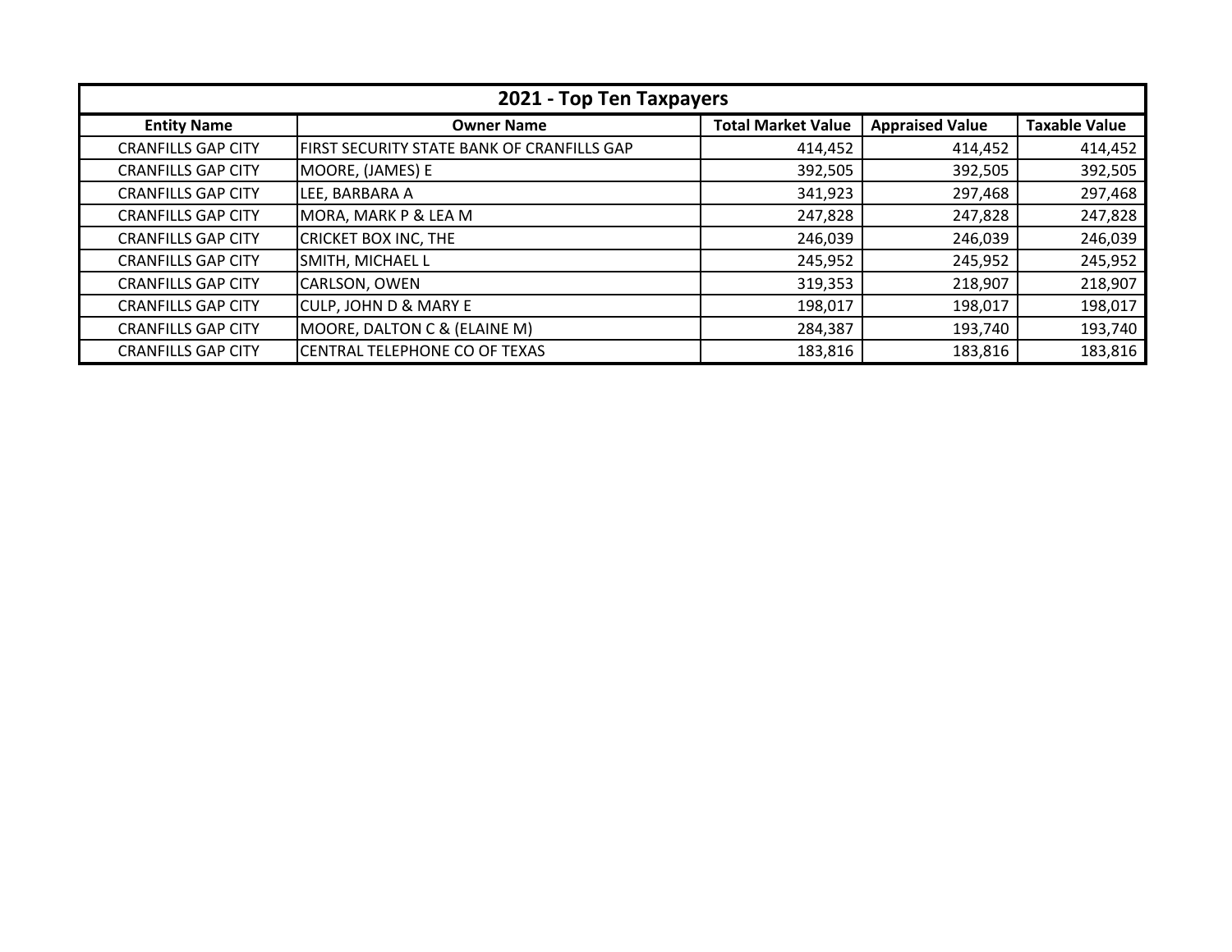| 2021 - Top Ten Taxpayers | | | | |
|---|---|---|---|---|
| **Entity Name** | **Owner Name** | **Total Market Value** | **Appraised Value** | **Taxable Value** |
| CRANFILLS GAP CITY | FIRST SECURITY STATE BANK OF CRANFILLS GAP | 414,452 | 414,452 | 414,452 |
| CRANFILLS GAP CITY | MOORE, (JAMES) E | 392,505 | 392,505 | 392,505 |
| CRANFILLS GAP CITY | LEE, BARBARA A | 341,923 | 297,468 | 297,468 |
| CRANFILLS GAP CITY | MORA, MARK P & LEA M | 247,828 | 247,828 | 247,828 |
| CRANFILLS GAP CITY | CRICKET BOX INC, THE | 246,039 | 246,039 | 246,039 |
| CRANFILLS GAP CITY | SMITH, MICHAEL L | 245,952 | 245,952 | 245,952 |
| CRANFILLS GAP CITY | CARLSON, OWEN | 319,353 | 218,907 | 218,907 |
| CRANFILLS GAP CITY | CULP, JOHN D & MARY E | 198,017 | 198,017 | 198,017 |
| CRANFILLS GAP CITY | MOORE, DALTON C & (ELAINE M) | 284,387 | 193,740 | 193,740 |
| CRANFILLS GAP CITY | CENTRAL TELEPHONE CO OF TEXAS | 183,816 | 183,816 | 183,816 |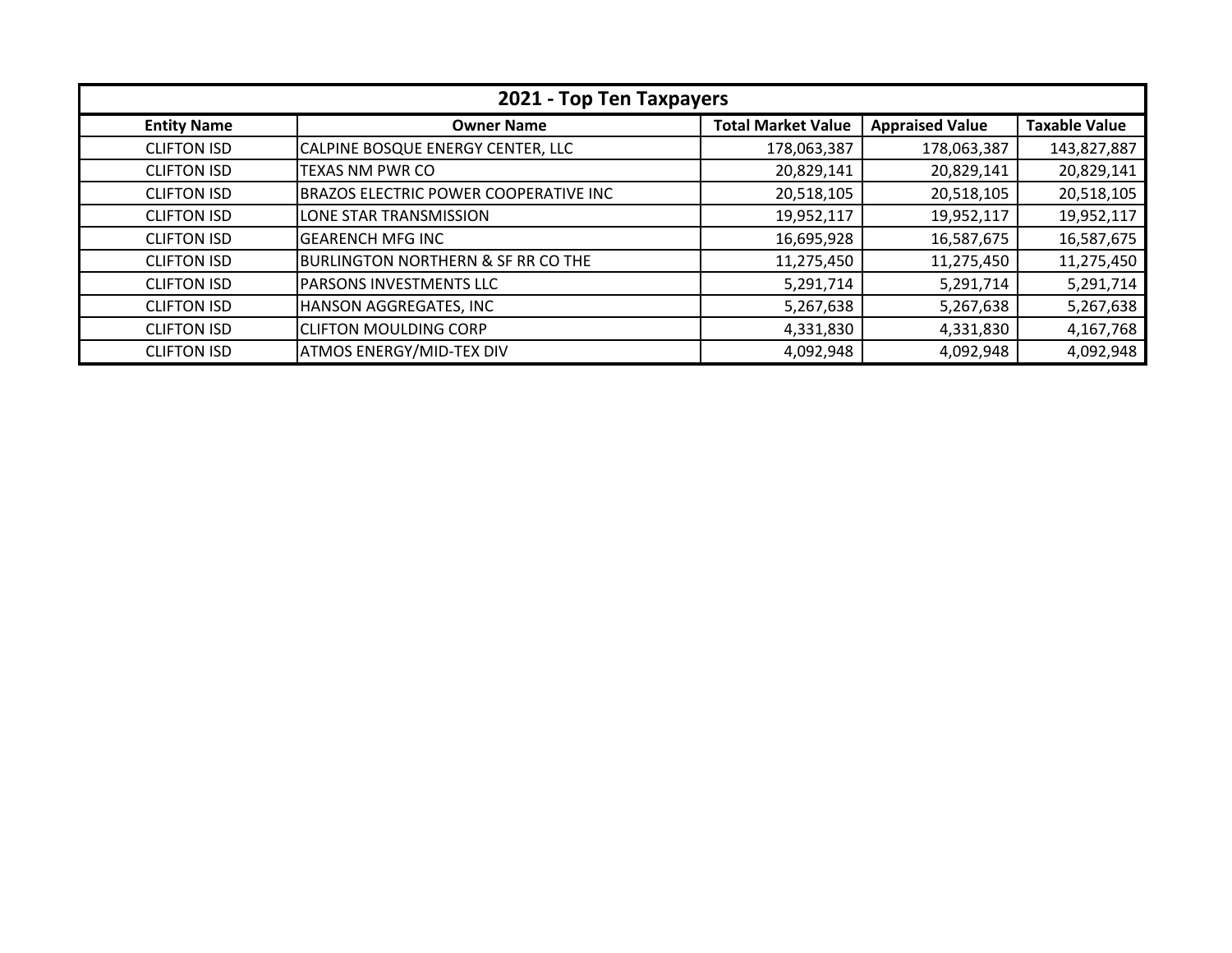## 2021 - Top Ten Taxpayers

| Entity Name | Owner Name | Total Market Value | Appraised Value | Taxable Value |
|---|---|---|---|---|
| CLIFTON ISD | CALPINE BOSQUE ENERGY CENTER, LLC | 178,063,387 | 178,063,387 | 143,827,887 |
| CLIFTON ISD | TEXAS NM PWR CO | 20,829,141 | 20,829,141 | 20,829,141 |
| CLIFTON ISD | BRAZOS ELECTRIC POWER COOPERATIVE INC | 20,518,105 | 20,518,105 | 20,518,105 |
| CLIFTON ISD | LONE STAR TRANSMISSION | 19,952,117 | 19,952,117 | 19,952,117 |
| CLIFTON ISD | GEARENCH MFG INC | 16,695,928 | 16,587,675 | 16,587,675 |
| CLIFTON ISD | BURLINGTON NORTHERN & SF RR CO THE | 11,275,450 | 11,275,450 | 11,275,450 |
| CLIFTON ISD | PARSONS INVESTMENTS LLC | 5,291,714 | 5,291,714 | 5,291,714 |
| CLIFTON ISD | HANSON AGGREGATES, INC | 5,267,638 | 5,267,638 | 5,267,638 |
| CLIFTON ISD | CLIFTON MOULDING CORP | 4,331,830 | 4,331,830 | 4,167,768 |
| CLIFTON ISD | ATMOS ENERGY/MID-TEX DIV | 4,092,948 | 4,092,948 | 4,092,948 |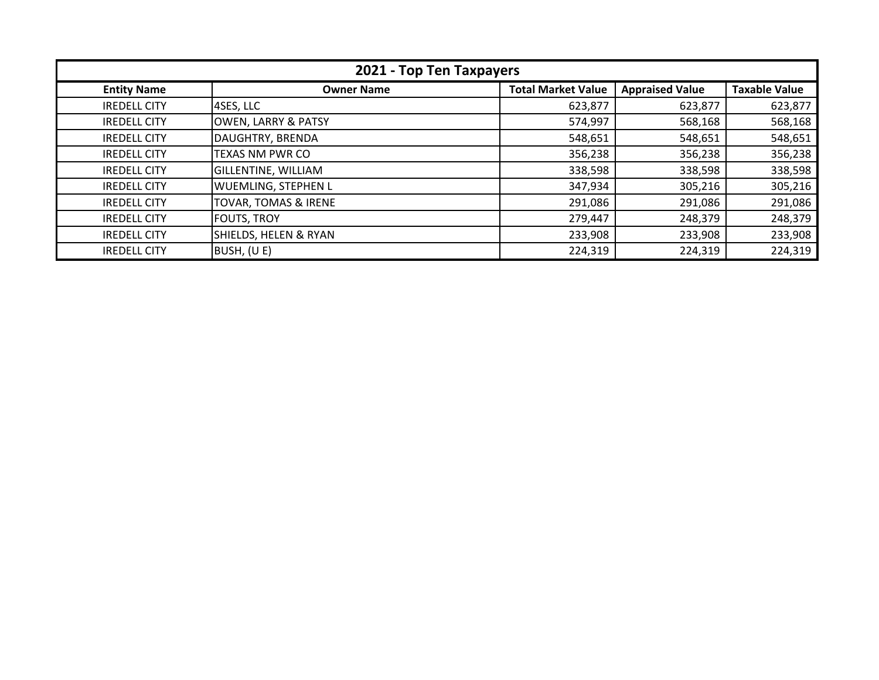| 2021 - Top Ten Taxpayers | | | | |
|---|---|---|---|---|
| **Entity Name** | **Owner Name** | **Total Market Value** | **Appraised Value** | **Taxable Value** |
| IREDELL CITY | 4SES, LLC | 623,877 | 623,877 | 623,877 |
| IREDELL CITY | OWEN, LARRY & PATSY | 574,997 | 568,168 | 568,168 |
| IREDELL CITY | DAUGHTRY, BRENDA | 548,651 | 548,651 | 548,651 |
| IREDELL CITY | TEXAS NM PWR CO | 356,238 | 356,238 | 356,238 |
| IREDELL CITY | GILLENTINE, WILLIAM | 338,598 | 338,598 | 338,598 |
| IREDELL CITY | WUEMLING, STEPHEN L | 347,934 | 305,216 | 305,216 |
| IREDELL CITY | TOVAR, TOMAS & IRENE | 291,086 | 291,086 | 291,086 |
| IREDELL CITY | FOUTS, TROY | 279,447 | 248,379 | 248,379 |
| IREDELL CITY | SHIELDS, HELEN & RYAN | 233,908 | 233,908 | 233,908 |
| IREDELL CITY | BUSH, (U E) | 224,319 | 224,319 | 224,319 |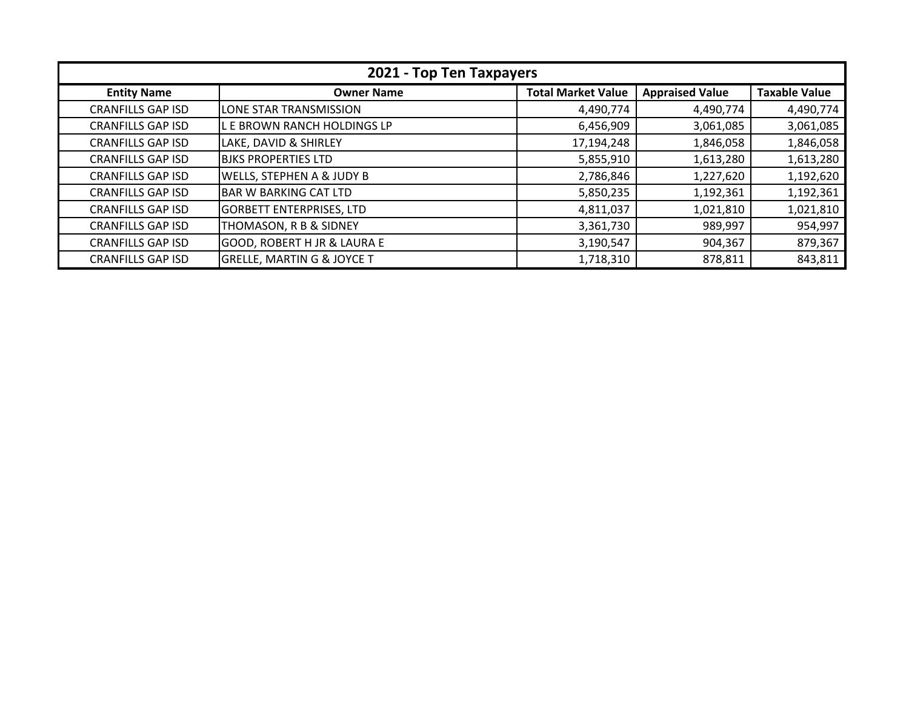| 2021 - Top Ten Taxpayers | | | | |
|---|---|---|---|---|
| **Entity Name** | **Owner Name** | **Total Market Value** | **Appraised Value** | **Taxable Value** |
| CRANFILLS GAP ISD | LONE STAR TRANSMISSION | 4,490,774 | 4,490,774 | 4,490,774 |
| CRANFILLS GAP ISD | L E BROWN RANCH HOLDINGS LP | 6,456,909 | 3,061,085 | 3,061,085 |
| CRANFILLS GAP ISD | LAKE, DAVID & SHIRLEY | 17,194,248 | 1,846,058 | 1,846,058 |
| CRANFILLS GAP ISD | BJKS PROPERTIES LTD | 5,855,910 | 1,613,280 | 1,613,280 |
| CRANFILLS GAP ISD | WELLS, STEPHEN A & JUDY B | 2,786,846 | 1,227,620 | 1,192,620 |
| CRANFILLS GAP ISD | BAR W BARKING CAT LTD | 5,850,235 | 1,192,361 | 1,192,361 |
| CRANFILLS GAP ISD | GORBETT ENTERPRISES, LTD | 4,811,037 | 1,021,810 | 1,021,810 |
| CRANFILLS GAP ISD | THOMASON, R B & SIDNEY | 3,361,730 | 989,997 | 954,997 |
| CRANFILLS GAP ISD | GOOD, ROBERT H JR & LAURA E | 3,190,547 | 904,367 | 879,367 |
| CRANFILLS GAP ISD | GRELLE, MARTIN G & JOYCE T | 1,718,310 | 878,811 | 843,811 |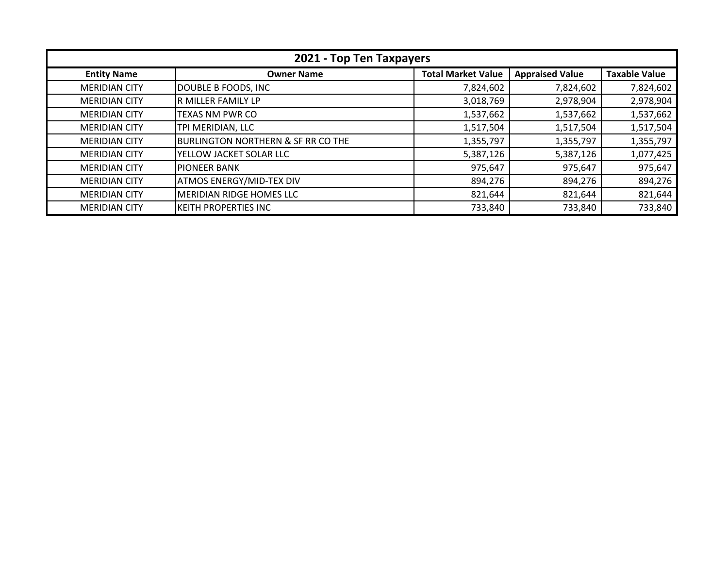| 2021 - Top Ten Taxpayers | | | | |
|---|---|---|---|---|
| **Entity Name** | **Owner Name** | **Total Market Value** | **Appraised Value** | **Taxable Value** |
| MERIDIAN CITY | DOUBLE B FOODS, INC | 7,824,602 | 7,824,602 | 7,824,602 |
| MERIDIAN CITY | R MILLER FAMILY LP | 3,018,769 | 2,978,904 | 2,978,904 |
| MERIDIAN CITY | TEXAS NM PWR CO | 1,537,662 | 1,537,662 | 1,537,662 |
| MERIDIAN CITY | TPI MERIDIAN, LLC | 1,517,504 | 1,517,504 | 1,517,504 |
| MERIDIAN CITY | BURLINGTON NORTHERN & SF RR CO THE | 1,355,797 | 1,355,797 | 1,355,797 |
| MERIDIAN CITY | YELLOW JACKET SOLAR LLC | 5,387,126 | 5,387,126 | 1,077,425 |
| MERIDIAN CITY | PIONEER BANK | 975,647 | 975,647 | 975,647 |
| MERIDIAN CITY | ATMOS ENERGY/MID-TEX DIV | 894,276 | 894,276 | 894,276 |
| MERIDIAN CITY | MERIDIAN RIDGE HOMES LLC | 821,644 | 821,644 | 821,644 |
| MERIDIAN CITY | KEITH PROPERTIES INC | 733,840 | 733,840 | 733,840 |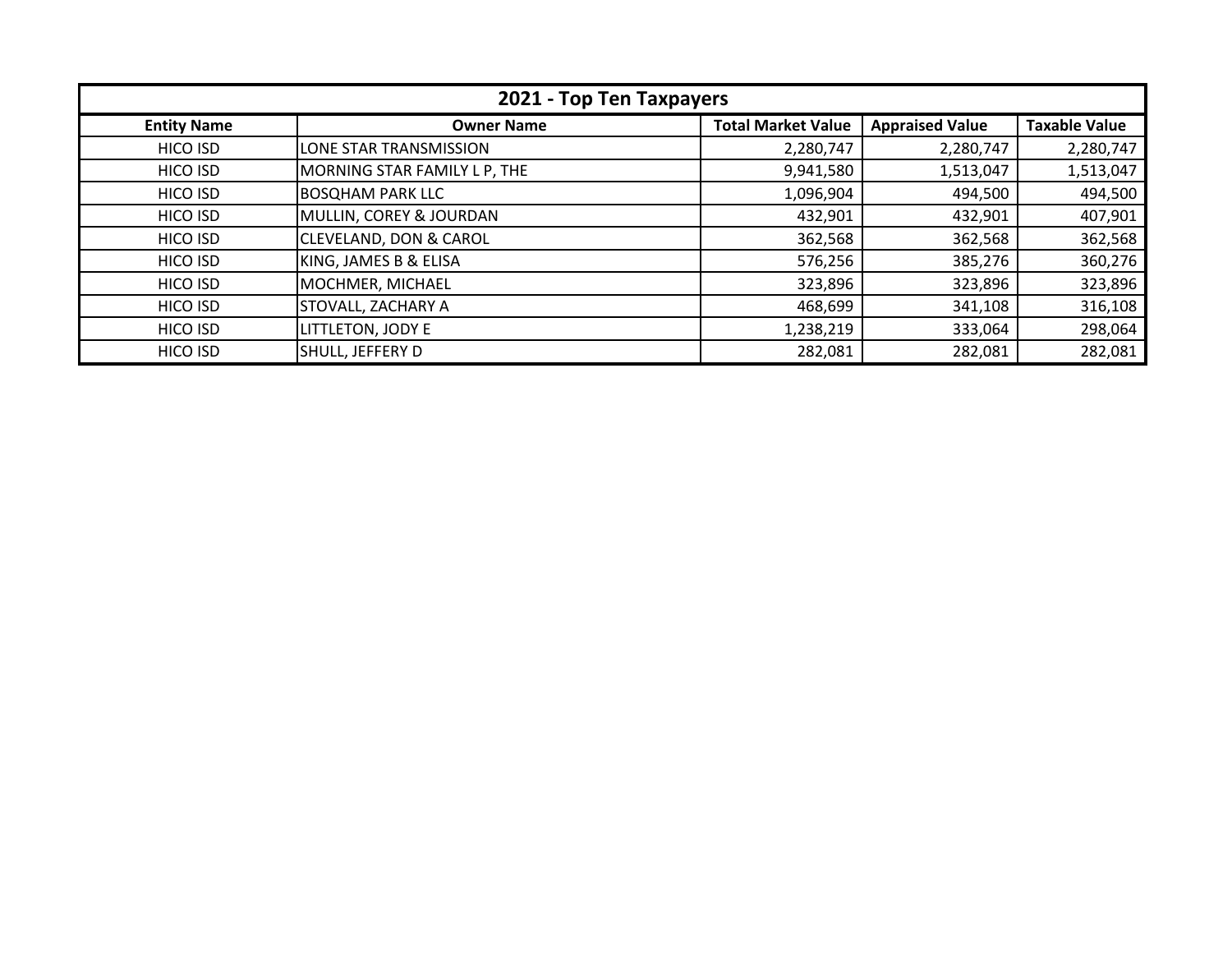| 2021 - Top Ten Taxpayers | | | | |
|---|---|---|---|---|
| **Entity Name** | **Owner Name** | **Total Market Value** | **Appraised Value** | **Taxable Value** |
| HICO ISD | LONE STAR TRANSMISSION | 2,280,747 | 2,280,747 | 2,280,747 |
| HICO ISD | MORNING STAR FAMILY L P, THE | 9,941,580 | 1,513,047 | 1,513,047 |
| HICO ISD | BOSQHAM PARK LLC | 1,096,904 | 494,500 | 494,500 |
| HICO ISD | MULLIN, COREY & JOURDAN | 432,901 | 432,901 | 407,901 |
| HICO ISD | CLEVELAND, DON & CAROL | 362,568 | 362,568 | 362,568 |
| HICO ISD | KING, JAMES B & ELISA | 576,256 | 385,276 | 360,276 |
| HICO ISD | MOCHMER, MICHAEL | 323,896 | 323,896 | 323,896 |
| HICO ISD | STOVALL, ZACHARY A | 468,699 | 341,108 | 316,108 |
| HICO ISD | LITTLETON, JODY E | 1,238,219 | 333,064 | 298,064 |
| HICO ISD | SHULL, JEFFERY D | 282,081 | 282,081 | 282,081 |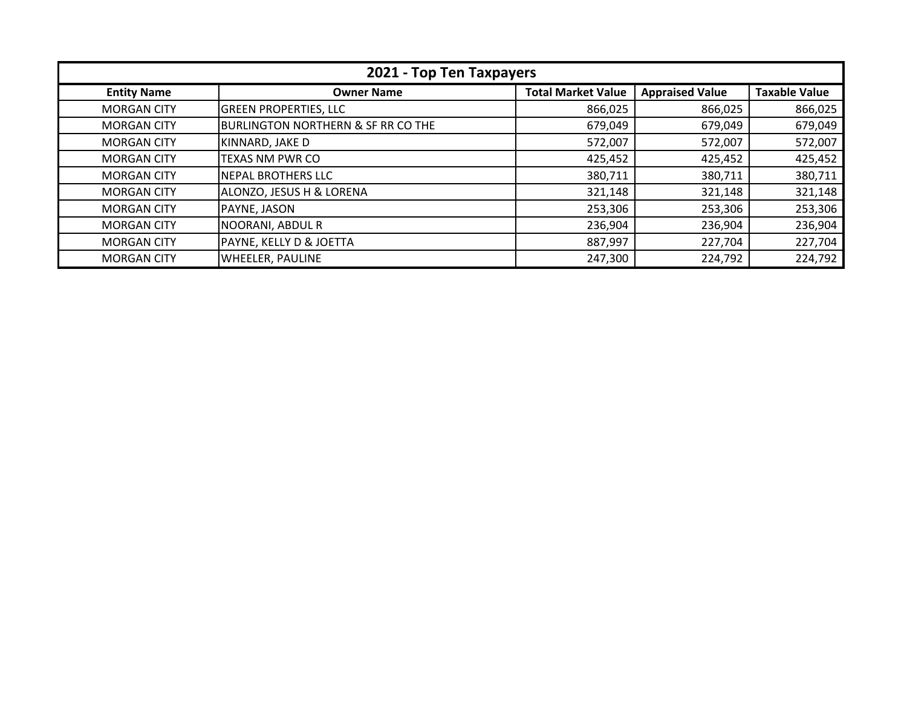| 2021 - Top Ten Taxpayers | | | | |
|---|---|---|---|---|
| **Entity Name** | **Owner Name** | **Total Market Value** | **Appraised Value** | **Taxable Value** |
| MORGAN CITY | GREEN PROPERTIES, LLC | 866,025 | 866,025 | 866,025 |
| MORGAN CITY | BURLINGTON NORTHERN & SF RR CO THE | 679,049 | 679,049 | 679,049 |
| MORGAN CITY | KINNARD, JAKE D | 572,007 | 572,007 | 572,007 |
| MORGAN CITY | TEXAS NM PWR CO | 425,452 | 425,452 | 425,452 |
| MORGAN CITY | NEPAL BROTHERS LLC | 380,711 | 380,711 | 380,711 |
| MORGAN CITY | ALONZO, JESUS H & LORENA | 321,148 | 321,148 | 321,148 |
| MORGAN CITY | PAYNE, JASON | 253,306 | 253,306 | 253,306 |
| MORGAN CITY | NOORANI, ABDUL R | 236,904 | 236,904 | 236,904 |
| MORGAN CITY | PAYNE, KELLY D & JOETTA | 887,997 | 227,704 | 227,704 |
| MORGAN CITY | WHEELER, PAULINE | 247,300 | 224,792 | 224,792 |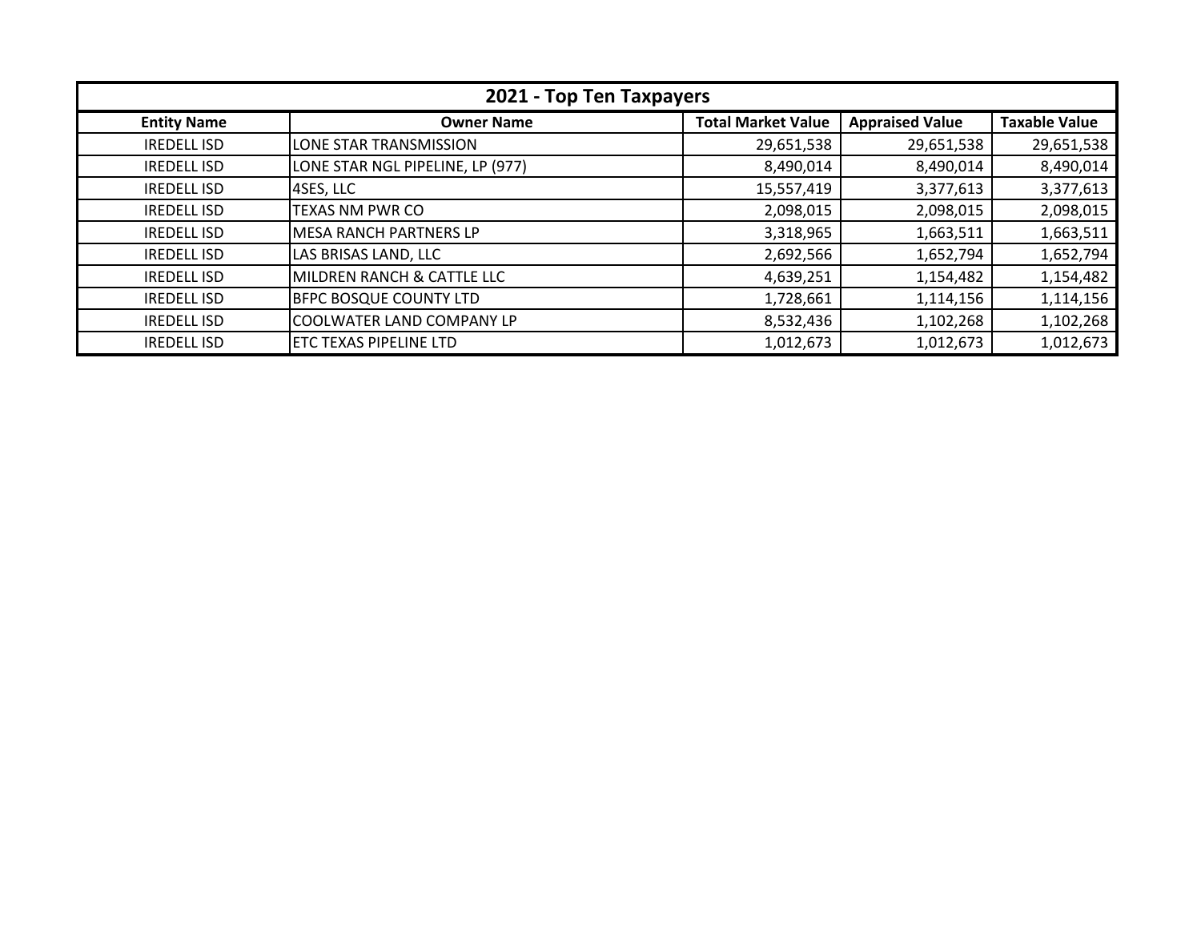| 2021 - Top Ten Taxpayers | | | | |
|---|---|---|---|---|
| **Entity Name** | **Owner Name** | **Total Market Value** | **Appraised Value** | **Taxable Value** |
| IREDELL ISD | LONE STAR TRANSMISSION | 29,651,538 | 29,651,538 | 29,651,538 |
| IREDELL ISD | LONE STAR NGL PIPELINE, LP (977) | 8,490,014 | 8,490,014 | 8,490,014 |
| IREDELL ISD | 4SES, LLC | 15,557,419 | 3,377,613 | 3,377,613 |
| IREDELL ISD | TEXAS NM PWR CO | 2,098,015 | 2,098,015 | 2,098,015 |
| IREDELL ISD | MESA RANCH PARTNERS LP | 3,318,965 | 1,663,511 | 1,663,511 |
| IREDELL ISD | LAS BRISAS LAND, LLC | 2,692,566 | 1,652,794 | 1,652,794 |
| IREDELL ISD | MILDREN RANCH & CATTLE LLC | 4,639,251 | 1,154,482 | 1,154,482 |
| IREDELL ISD | BFPC BOSQUE COUNTY LTD | 1,728,661 | 1,114,156 | 1,114,156 |
| IREDELL ISD | COOLWATER LAND COMPANY LP | 8,532,436 | 1,102,268 | 1,102,268 |
| IREDELL ISD | ETC TEXAS PIPELINE LTD | 1,012,673 | 1,012,673 | 1,012,673 |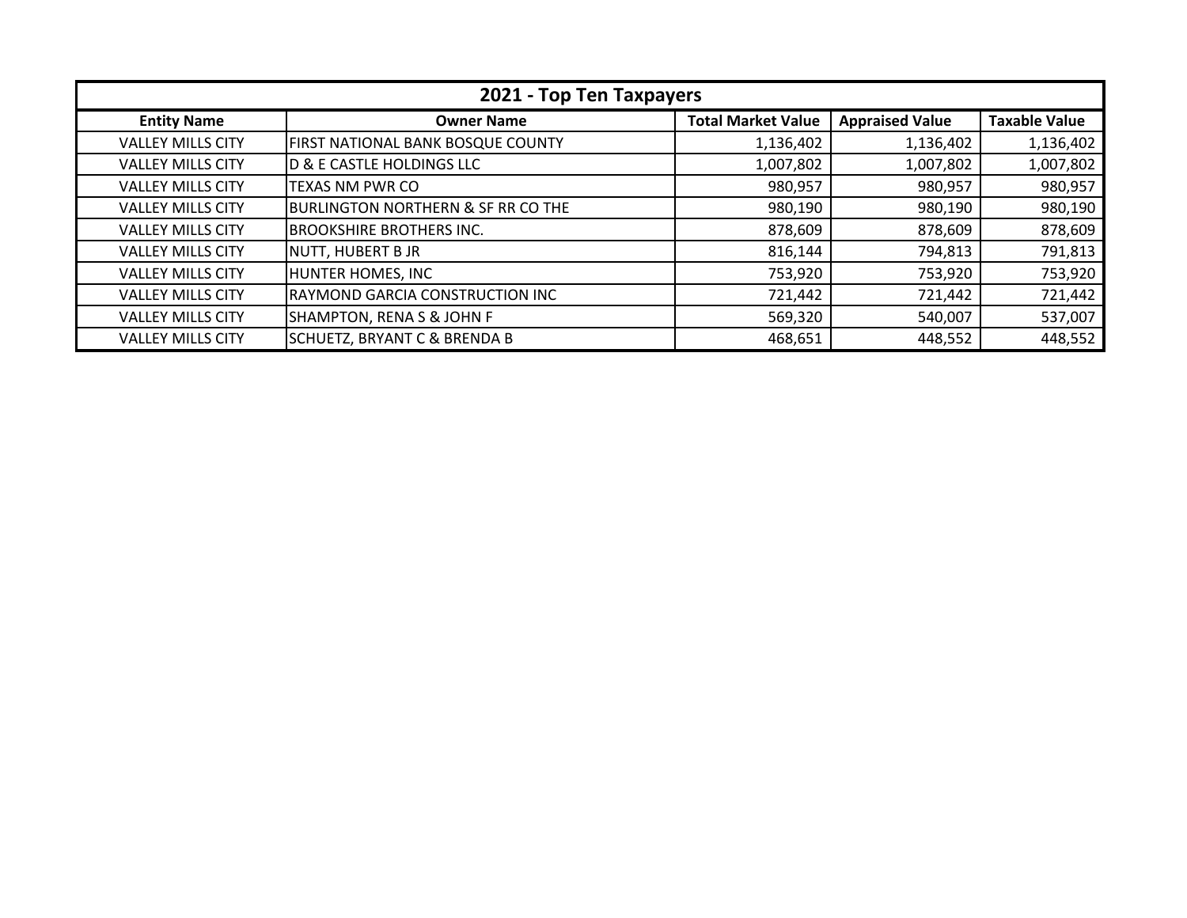| 2021 - Top Ten Taxpayers | | | | |
|---|---|---|---|---|
| **Entity Name** | **Owner Name** | **Total Market Value** | **Appraised Value** | **Taxable Value** |
| VALLEY MILLS CITY | FIRST NATIONAL BANK BOSQUE COUNTY | 1,136,402 | 1,136,402 | 1,136,402 |
| VALLEY MILLS CITY | D & E CASTLE HOLDINGS LLC | 1,007,802 | 1,007,802 | 1,007,802 |
| VALLEY MILLS CITY | TEXAS NM PWR CO | 980,957 | 980,957 | 980,957 |
| VALLEY MILLS CITY | BURLINGTON NORTHERN & SF RR CO THE | 980,190 | 980,190 | 980,190 |
| VALLEY MILLS CITY | BROOKSHIRE BROTHERS INC. | 878,609 | 878,609 | 878,609 |
| VALLEY MILLS CITY | NUTT, HUBERT B JR | 816,144 | 794,813 | 791,813 |
| VALLEY MILLS CITY | HUNTER HOMES, INC | 753,920 | 753,920 | 753,920 |
| VALLEY MILLS CITY | RAYMOND GARCIA CONSTRUCTION INC | 721,442 | 721,442 | 721,442 |
| VALLEY MILLS CITY | SHAMPTON, RENA S & JOHN F | 569,320 | 540,007 | 537,007 |
| VALLEY MILLS CITY | SCHUETZ, BRYANT C & BRENDA B | 468,651 | 448,552 | 448,552 |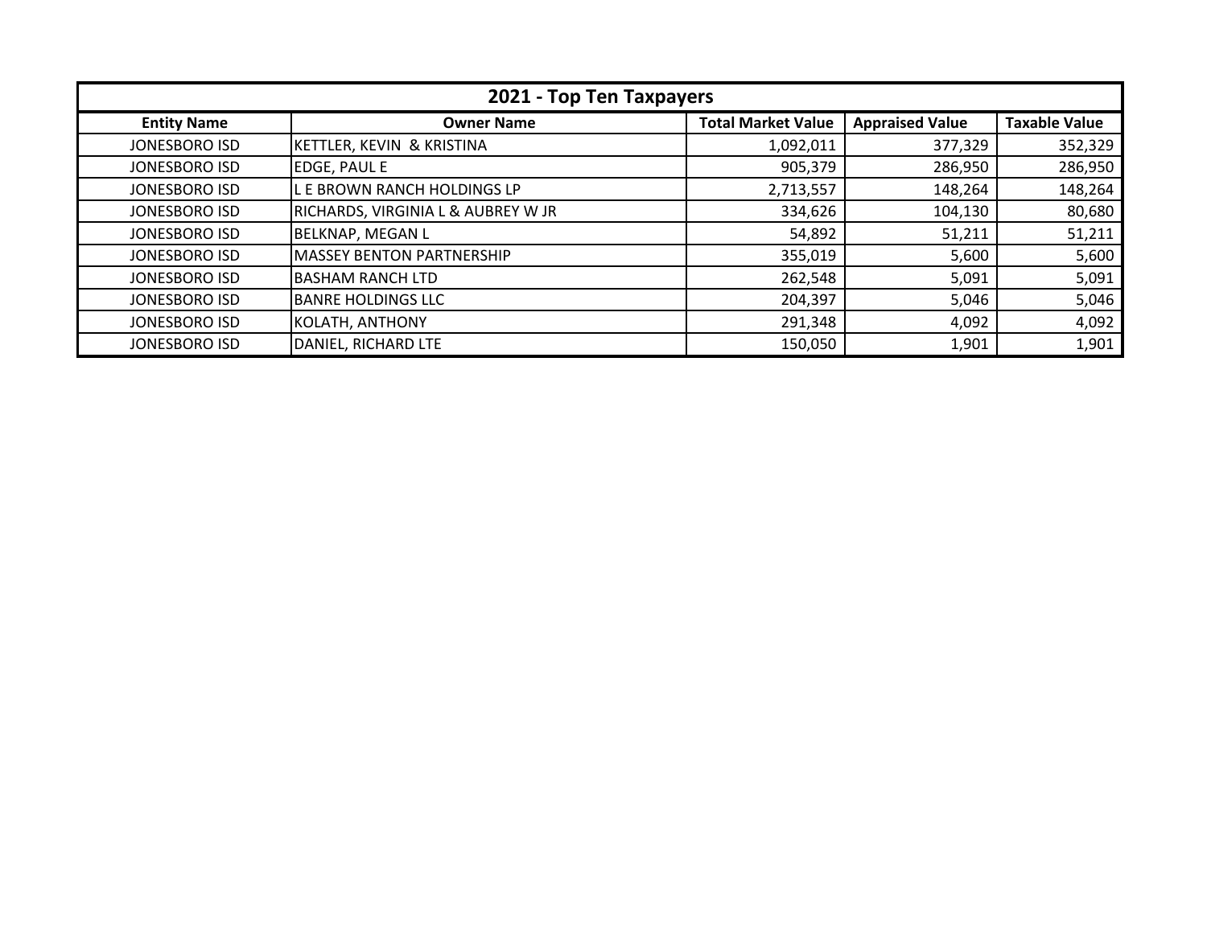| 2021 - Top Ten Taxpayers | | | | |
|---|---|---|---|---|
| **Entity Name** | **Owner Name** | **Total Market Value** | **Appraised Value** | **Taxable Value** |
| JONESBORO ISD | KETTLER, KEVIN & KRISTINA | 1,092,011 | 377,329 | 352,329 |
| JONESBORO ISD | EDGE, PAUL E | 905,379 | 286,950 | 286,950 |
| JONESBORO ISD | L E BROWN RANCH HOLDINGS LP | 2,713,557 | 148,264 | 148,264 |
| JONESBORO ISD | RICHARDS, VIRGINIA L & AUBREY W JR | 334,626 | 104,130 | 80,680 |
| JONESBORO ISD | BELKNAP, MEGAN L | 54,892 | 51,211 | 51,211 |
| JONESBORO ISD | MASSEY BENTON PARTNERSHIP | 355,019 | 5,600 | 5,600 |
| JONESBORO ISD | BASHAM RANCH LTD | 262,548 | 5,091 | 5,091 |
| JONESBORO ISD | BANRE HOLDINGS LLC | 204,397 | 5,046 | 5,046 |
| JONESBORO ISD | KOLATH, ANTHONY | 291,348 | 4,092 | 4,092 |
| JONESBORO ISD | DANIEL, RICHARD LTE | 150,050 | 1,901 | 1,901 |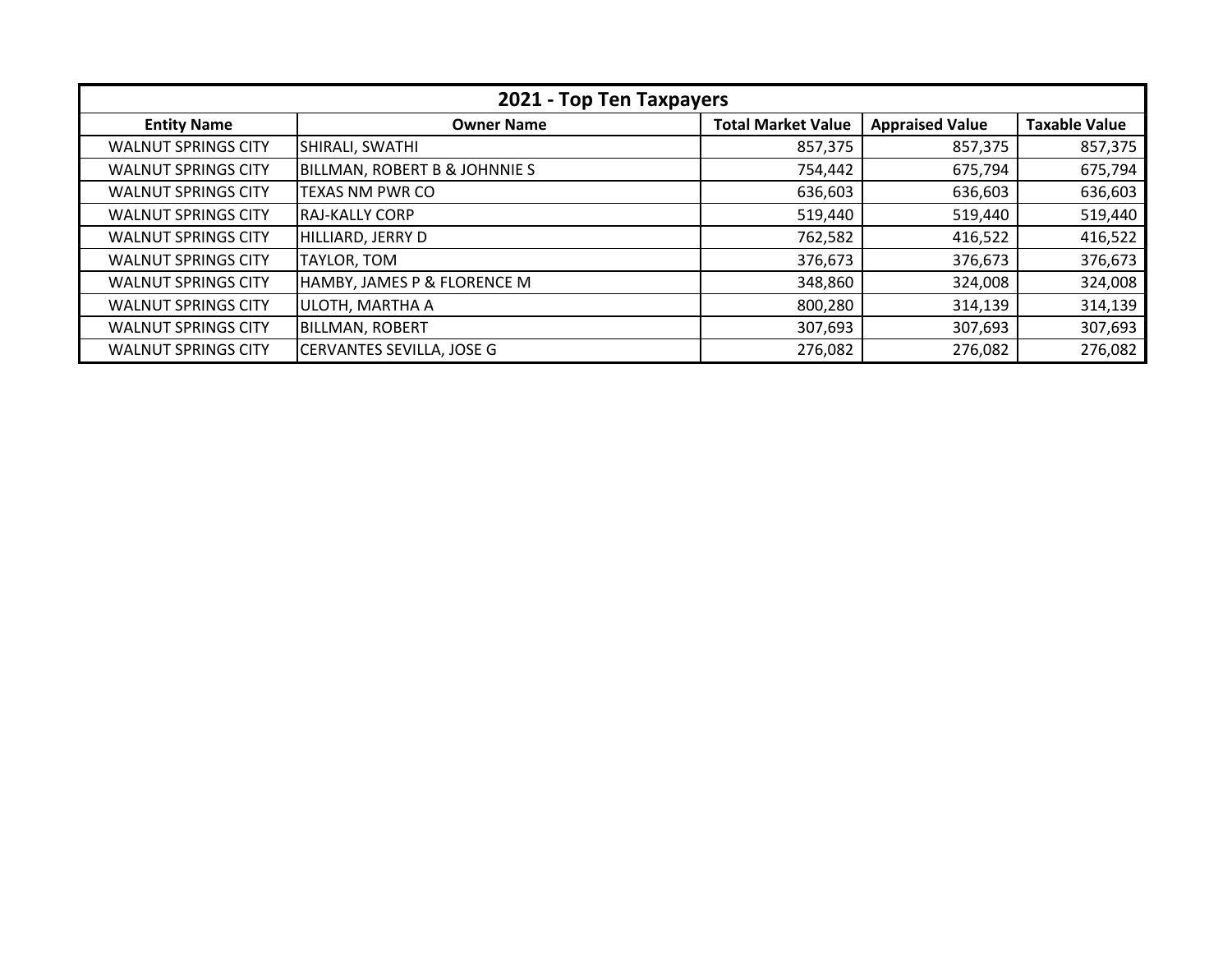| 2021 - Top Ten Taxpayers | | | | |
|---|---|---|---|---|
| **Entity Name** | **Owner Name** | **Total Market Value** | **Appraised Value** | **Taxable Value** |
| WALNUT SPRINGS CITY | SHIRALI, SWATHI | 857,375 | 857,375 | 857,375 |
| WALNUT SPRINGS CITY | BILLMAN, ROBERT B & JOHNNIE S | 754,442 | 675,794 | 675,794 |
| WALNUT SPRINGS CITY | TEXAS NM PWR CO | 636,603 | 636,603 | 636,603 |
| WALNUT SPRINGS CITY | RAJ-KALLY CORP | 519,440 | 519,440 | 519,440 |
| WALNUT SPRINGS CITY | HILLIARD, JERRY D | 762,582 | 416,522 | 416,522 |
| WALNUT SPRINGS CITY | TAYLOR, TOM | 376,673 | 376,673 | 376,673 |
| WALNUT SPRINGS CITY | HAMBY, JAMES P & FLORENCE M | 348,860 | 324,008 | 324,008 |
| WALNUT SPRINGS CITY | ULOTH, MARTHA A | 800,280 | 314,139 | 314,139 |
| WALNUT SPRINGS CITY | BILLMAN, ROBERT | 307,693 | 307,693 | 307,693 |
| WALNUT SPRINGS CITY | CERVANTES SEVILLA, JOSE G | 276,082 | 276,082 | 276,082 |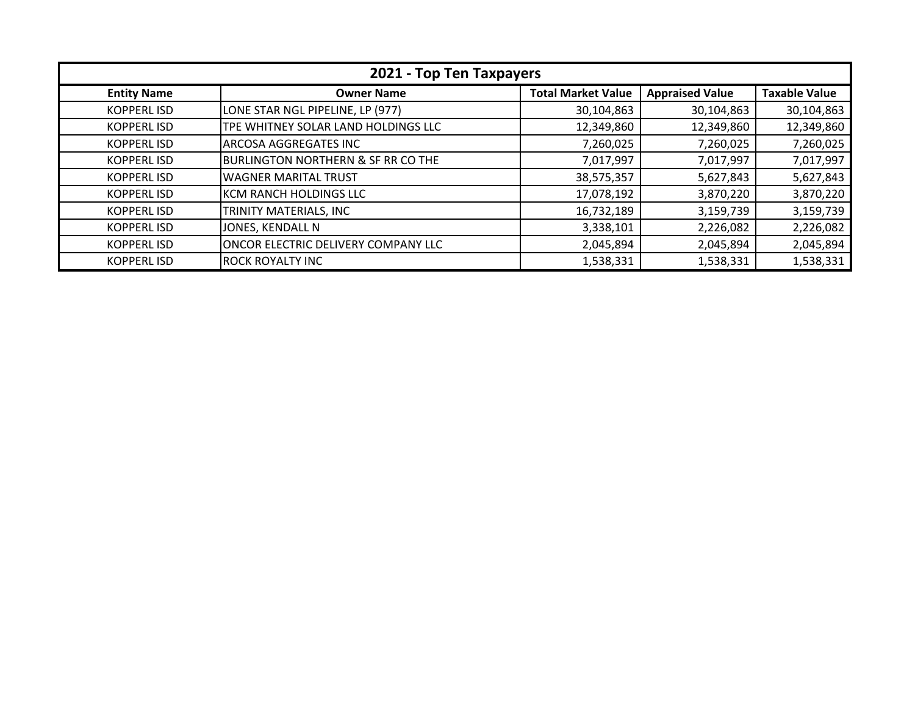| 2021 - Top Ten Taxpayers | | | | |
|---|---|---|---|---|
| **Entity Name** | **Owner Name** | **Total Market Value** | **Appraised Value** | **Taxable Value** |
| KOPPERL ISD | LONE STAR NGL PIPELINE, LP (977) | 30,104,863 | 30,104,863 | 30,104,863 |
| KOPPERL ISD | TPE WHITNEY SOLAR LAND HOLDINGS LLC | 12,349,860 | 12,349,860 | 12,349,860 |
| KOPPERL ISD | ARCOSA AGGREGATES INC | 7,260,025 | 7,260,025 | 7,260,025 |
| KOPPERL ISD | BURLINGTON NORTHERN & SF RR CO THE | 7,017,997 | 7,017,997 | 7,017,997 |
| KOPPERL ISD | WAGNER MARITAL TRUST | 38,575,357 | 5,627,843 | 5,627,843 |
| KOPPERL ISD | KCM RANCH HOLDINGS LLC | 17,078,192 | 3,870,220 | 3,870,220 |
| KOPPERL ISD | TRINITY MATERIALS, INC | 16,732,189 | 3,159,739 | 3,159,739 |
| KOPPERL ISD | JONES, KENDALL N | 3,338,101 | 2,226,082 | 2,226,082 |
| KOPPERL ISD | ONCOR ELECTRIC DELIVERY COMPANY LLC | 2,045,894 | 2,045,894 | 2,045,894 |
| KOPPERL ISD | ROCK ROYALTY INC | 1,538,331 | 1,538,331 | 1,538,331 |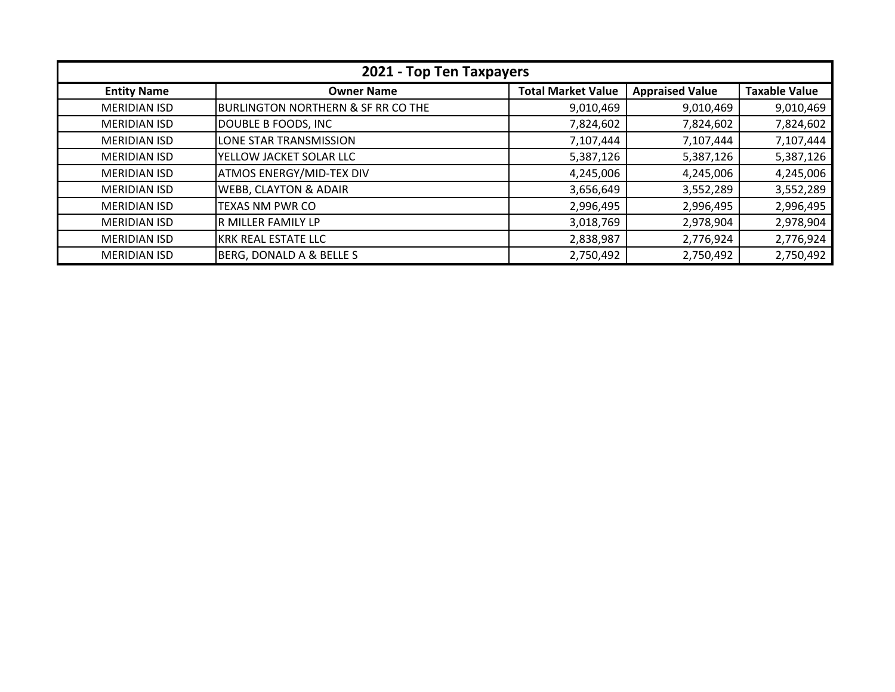| 2021 - Top Ten Taxpayers | | | | |
|---|---|---|---|---|
| **Entity Name** | **Owner Name** | **Total Market Value** | **Appraised Value** | **Taxable Value** |
| MERIDIAN ISD | BURLINGTON NORTHERN & SF RR CO THE | 9,010,469 | 9,010,469 | 9,010,469 |
| MERIDIAN ISD | DOUBLE B FOODS, INC | 7,824,602 | 7,824,602 | 7,824,602 |
| MERIDIAN ISD | LONE STAR TRANSMISSION | 7,107,444 | 7,107,444 | 7,107,444 |
| MERIDIAN ISD | YELLOW JACKET SOLAR LLC | 5,387,126 | 5,387,126 | 5,387,126 |
| MERIDIAN ISD | ATMOS ENERGY/MID-TEX DIV | 4,245,006 | 4,245,006 | 4,245,006 |
| MERIDIAN ISD | WEBB, CLAYTON & ADAIR | 3,656,649 | 3,552,289 | 3,552,289 |
| MERIDIAN ISD | TEXAS NM PWR CO | 2,996,495 | 2,996,495 | 2,996,495 |
| MERIDIAN ISD | R MILLER FAMILY LP | 3,018,769 | 2,978,904 | 2,978,904 |
| MERIDIAN ISD | KRK REAL ESTATE LLC | 2,838,987 | 2,776,924 | 2,776,924 |
| MERIDIAN ISD | BERG, DONALD A & BELLE S | 2,750,492 | 2,750,492 | 2,750,492 |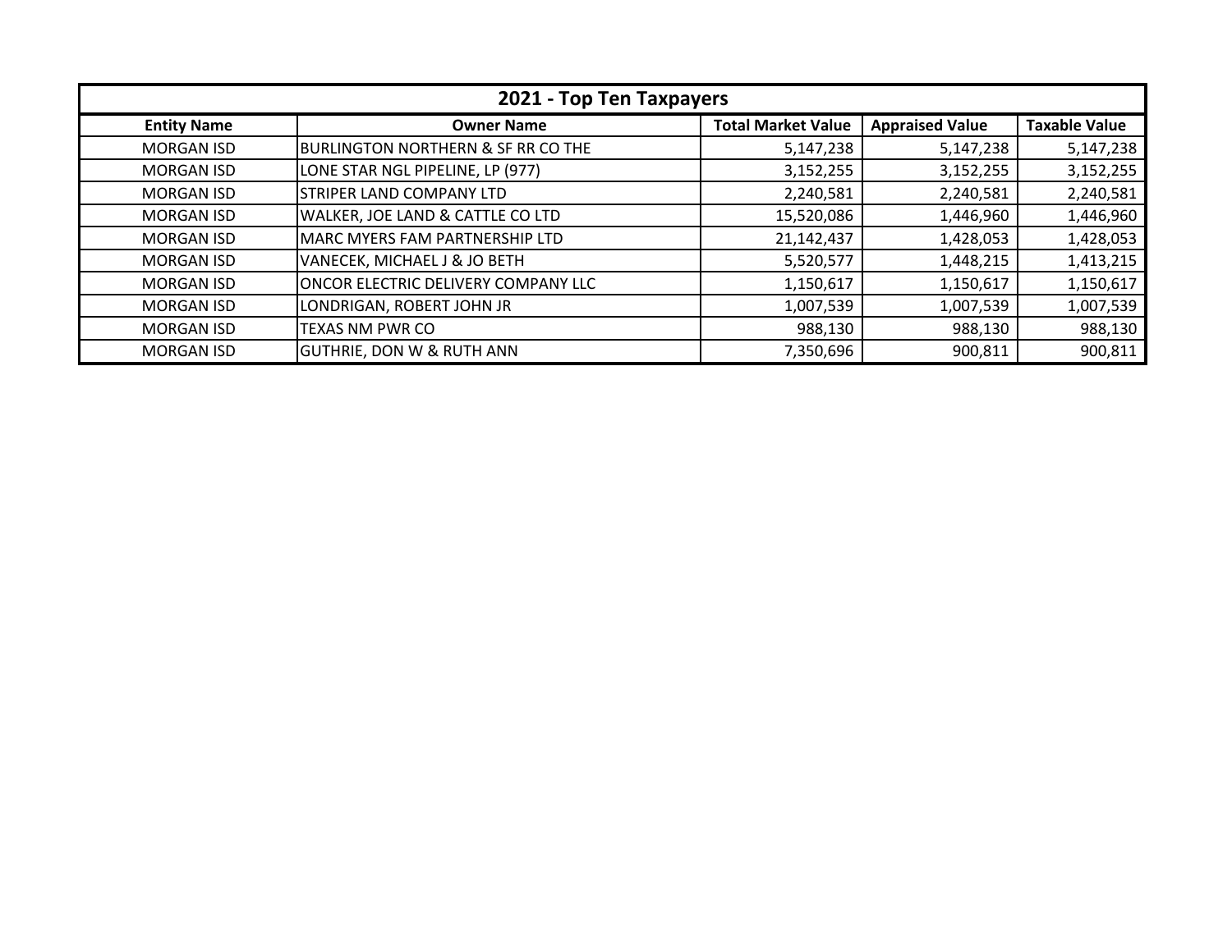| 2021 - Top Ten Taxpayers | | | | |
|---|---|---|---|---|
| **Entity Name** | **Owner Name** | **Total Market Value** | **Appraised Value** | **Taxable Value** |
| MORGAN ISD | BURLINGTON NORTHERN & SF RR CO THE | 5,147,238 | 5,147,238 | 5,147,238 |
| MORGAN ISD | LONE STAR NGL PIPELINE, LP (977) | 3,152,255 | 3,152,255 | 3,152,255 |
| MORGAN ISD | STRIPER LAND COMPANY LTD | 2,240,581 | 2,240,581 | 2,240,581 |
| MORGAN ISD | WALKER, JOE LAND & CATTLE CO LTD | 15,520,086 | 1,446,960 | 1,446,960 |
| MORGAN ISD | MARC MYERS FAM PARTNERSHIP LTD | 21,142,437 | 1,428,053 | 1,428,053 |
| MORGAN ISD | VANECEK, MICHAEL J & JO BETH | 5,520,577 | 1,448,215 | 1,413,215 |
| MORGAN ISD | ONCOR ELECTRIC DELIVERY COMPANY LLC | 1,150,617 | 1,150,617 | 1,150,617 |
| MORGAN ISD | LONDRIGAN, ROBERT JOHN JR | 1,007,539 | 1,007,539 | 1,007,539 |
| MORGAN ISD | TEXAS NM PWR CO | 988,130 | 988,130 | 988,130 |
| MORGAN ISD | GUTHRIE, DON W & RUTH ANN | 7,350,696 | 900,811 | 900,811 |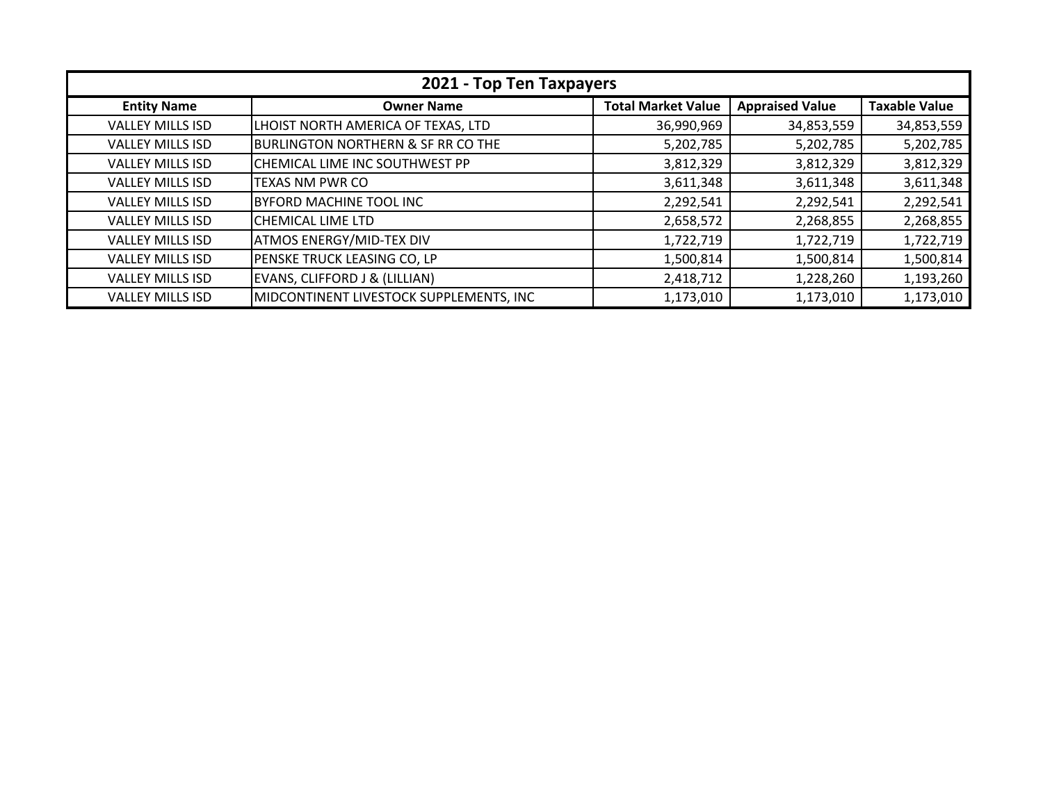| 2021 - Top Ten Taxpayers | | | | |
|---|---|---|---|---|
| **Entity Name** | **Owner Name** | **Total Market Value** | **Appraised Value** | **Taxable Value** |
| VALLEY MILLS ISD | LHOIST NORTH AMERICA OF TEXAS, LTD | 36,990,969 | 34,853,559 | 34,853,559 |
| VALLEY MILLS ISD | BURLINGTON NORTHERN & SF RR CO THE | 5,202,785 | 5,202,785 | 5,202,785 |
| VALLEY MILLS ISD | CHEMICAL LIME INC SOUTHWEST PP | 3,812,329 | 3,812,329 | 3,812,329 |
| VALLEY MILLS ISD | TEXAS NM PWR CO | 3,611,348 | 3,611,348 | 3,611,348 |
| VALLEY MILLS ISD | BYFORD MACHINE TOOL INC | 2,292,541 | 2,292,541 | 2,292,541 |
| VALLEY MILLS ISD | CHEMICAL LIME LTD | 2,658,572 | 2,268,855 | 2,268,855 |
| VALLEY MILLS ISD | ATMOS ENERGY/MID-TEX DIV | 1,722,719 | 1,722,719 | 1,722,719 |
| VALLEY MILLS ISD | PENSKE TRUCK LEASING CO, LP | 1,500,814 | 1,500,814 | 1,500,814 |
| VALLEY MILLS ISD | EVANS, CLIFFORD J & (LILLIAN) | 2,418,712 | 1,228,260 | 1,193,260 |
| VALLEY MILLS ISD | MIDCONTINENT LIVESTOCK SUPPLEMENTS, INC | 1,173,010 | 1,173,010 | 1,173,010 |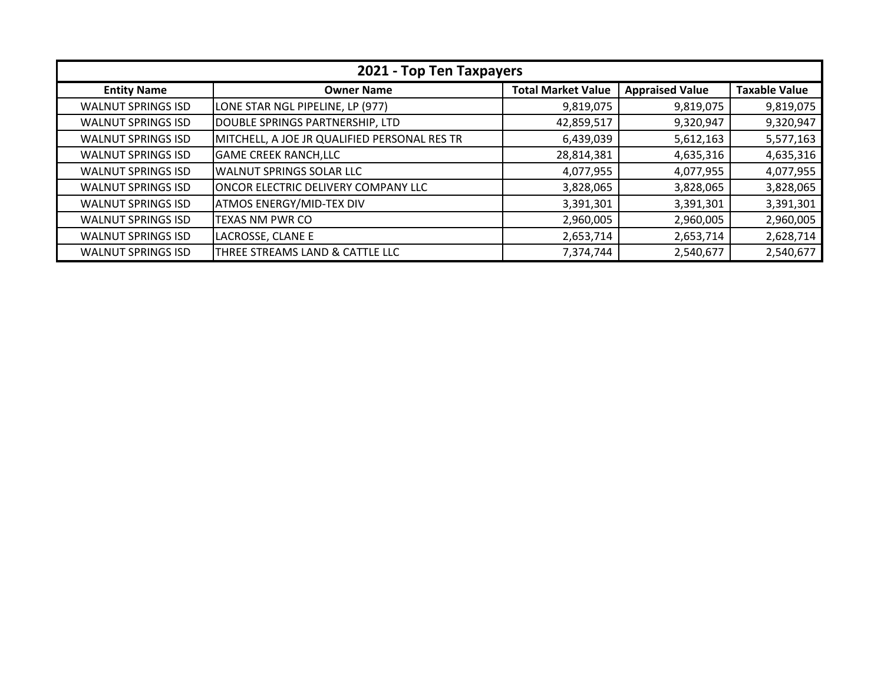| 2021 - Top Ten Taxpayers | | | | |
|---|---|---|---|---|
| **Entity Name** | **Owner Name** | **Total Market Value** | **Appraised Value** | **Taxable Value** |
| WALNUT SPRINGS ISD | LONE STAR NGL PIPELINE, LP (977) | 9,819,075 | 9,819,075 | 9,819,075 |
| WALNUT SPRINGS ISD | DOUBLE SPRINGS PARTNERSHIP, LTD | 42,859,517 | 9,320,947 | 9,320,947 |
| WALNUT SPRINGS ISD | MITCHELL, A JOE JR QUALIFIED PERSONAL RES TR | 6,439,039 | 5,612,163 | 5,577,163 |
| WALNUT SPRINGS ISD | GAME CREEK RANCH,LLC | 28,814,381 | 4,635,316 | 4,635,316 |
| WALNUT SPRINGS ISD | WALNUT SPRINGS SOLAR LLC | 4,077,955 | 4,077,955 | 4,077,955 |
| WALNUT SPRINGS ISD | ONCOR ELECTRIC DELIVERY COMPANY LLC | 3,828,065 | 3,828,065 | 3,828,065 |
| WALNUT SPRINGS ISD | ATMOS ENERGY/MID-TEX DIV | 3,391,301 | 3,391,301 | 3,391,301 |
| WALNUT SPRINGS ISD | TEXAS NM PWR CO | 2,960,005 | 2,960,005 | 2,960,005 |
| WALNUT SPRINGS ISD | LACROSSE, CLANE E | 2,653,714 | 2,653,714 | 2,628,714 |
| WALNUT SPRINGS ISD | THREE STREAMS LAND & CATTLE LLC | 7,374,744 | 2,540,677 | 2,540,677 |